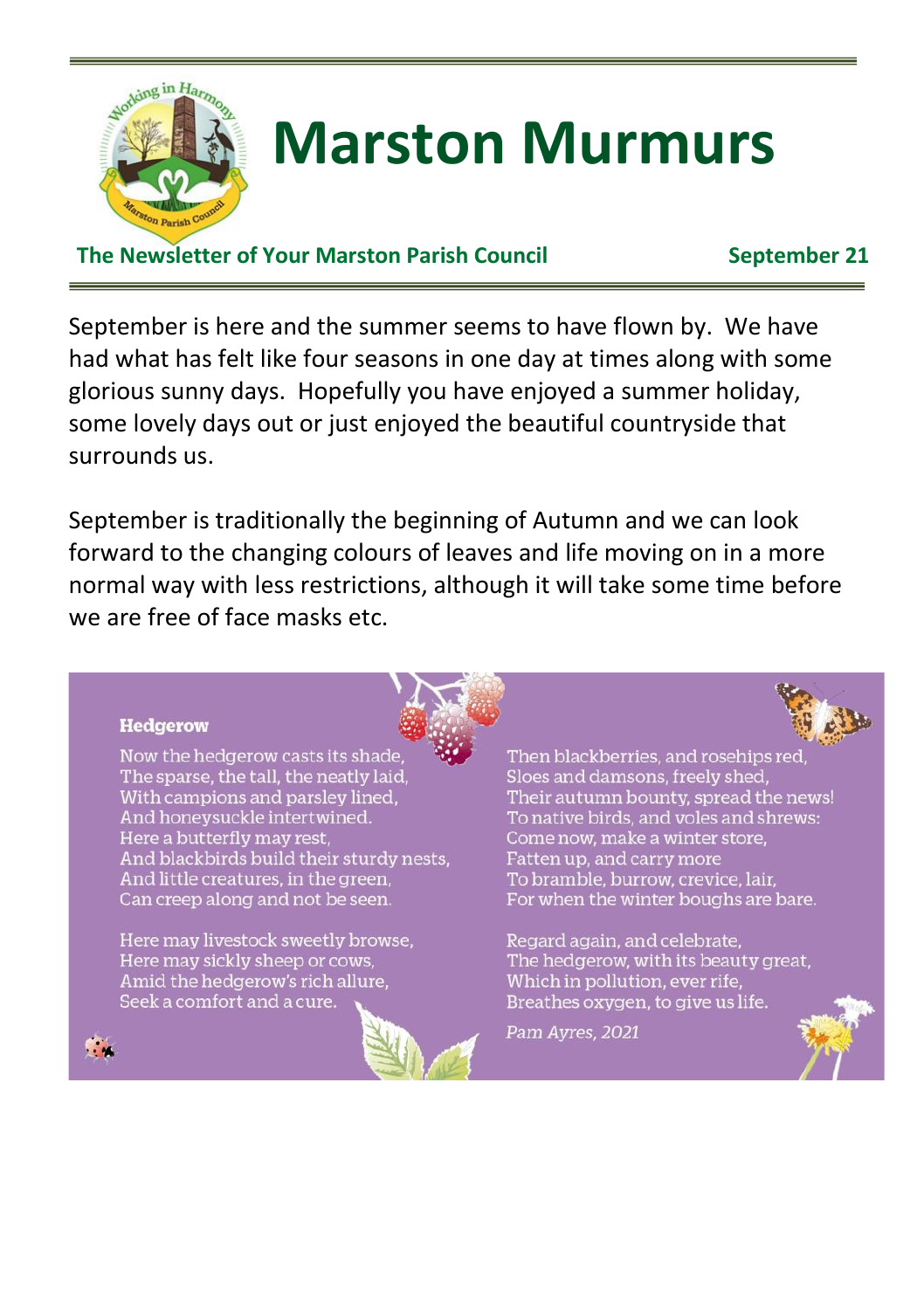# Marston Murmurs

**The Newsletter of Your Marston Parish Council** **September 21**

September is here and the summer seems to have flown by. We have had what has felt like four seasons in one day at times along with some glorious sunny days. Hopefully you have enjoyed a summer holiday, some lovely days out or just enjoyed the beautiful countryside that surrounds us.

September is traditionally the beginning of Autumn and we can look forward to the changing colours of leaves and life moving on in a more normal way with less restrictions, although it will take some time before we are free of face masks etc.

**Hedgerow**

Now the hedgerow casts its shade,
The sparse, the tall, the neatly laid,
With campions and parsley lined,
And honeysuckle intertwined.
Here a butterfly may rest,
And blackbirds build their sturdy nests,
And little creatures, in the green,
Can creep along and not be seen.

Here may livestock sweetly browse,
Here may sickly sheep or cows,
Amid the hedgerow's rich allure,
Seek a comfort and a cure.

Then blackberries, and rosehips red,
Sloes and damsons, freely shed,
Their autumn bounty, spread the news!
To native birds, and voles and shrews:
Come now, make a winter store,
Fatten up, and carry more
To bramble, burrow, crevice, lair,
For when the winter boughs are bare.

Regard again, and celebrate,
The hedgerow, with its beauty great,
Which in pollution, ever rife,
Breathes oxygen, to give us life.

*Pam Ayres, 2021*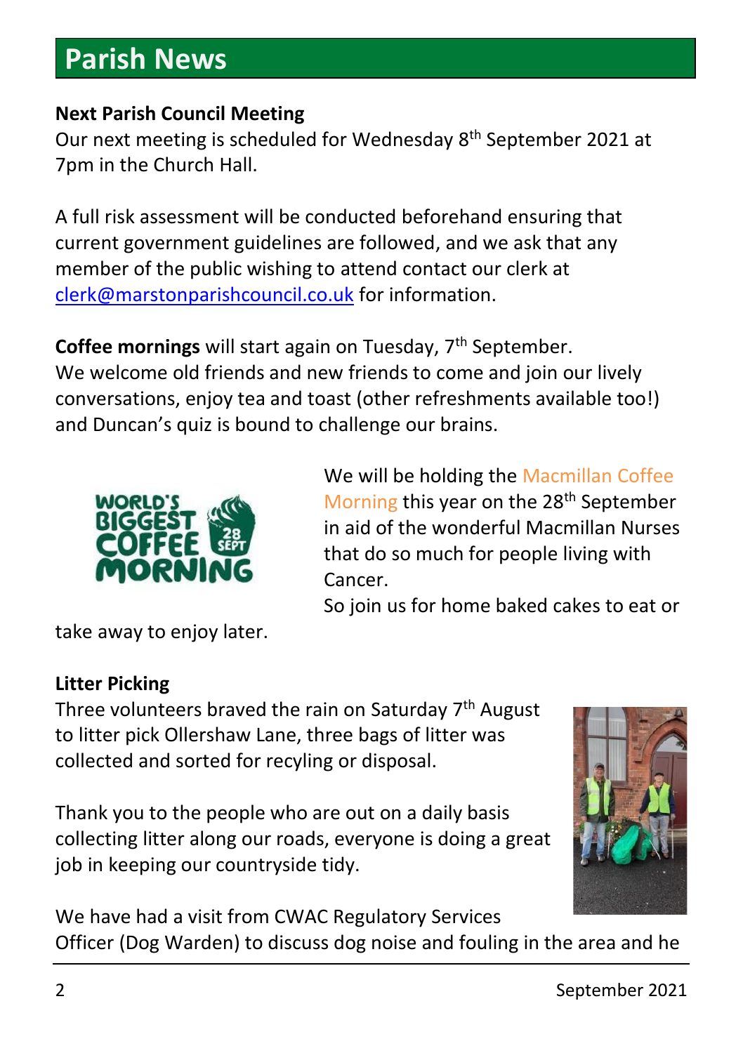# Parish News

**Next Parish Council Meeting**

Our next meeting is scheduled for Wednesday 8th September 2021 at 7pm in the Church Hall.

A full risk assessment will be conducted beforehand ensuring that current government guidelines are followed, and we ask that any member of the public wishing to attend contact our clerk at clerk@marstonparishcouncil.co.uk for information.

**Coffee mornings** will start again on Tuesday, 7th September. We welcome old friends and new friends to come and join our lively conversations, enjoy tea and toast (other refreshments available too!) and Duncan's quiz is bound to challenge our brains.

We will be holding the Macmillan Coffee Morning this year on the 28th September in aid of the wonderful Macmillan Nurses that do so much for people living with Cancer.

So join us for home baked cakes to eat or take away to enjoy later.

**Litter Picking**

Three volunteers braved the rain on Saturday 7th August to litter pick Ollershaw Lane, three bags of litter was collected and sorted for recyling or disposal.

Thank you to the people who are out on a daily basis collecting litter along our roads, everyone is doing a great job in keeping our countryside tidy.

We have had a visit from CWAC Regulatory Services Officer (Dog Warden) to discuss dog noise and fouling in the area and he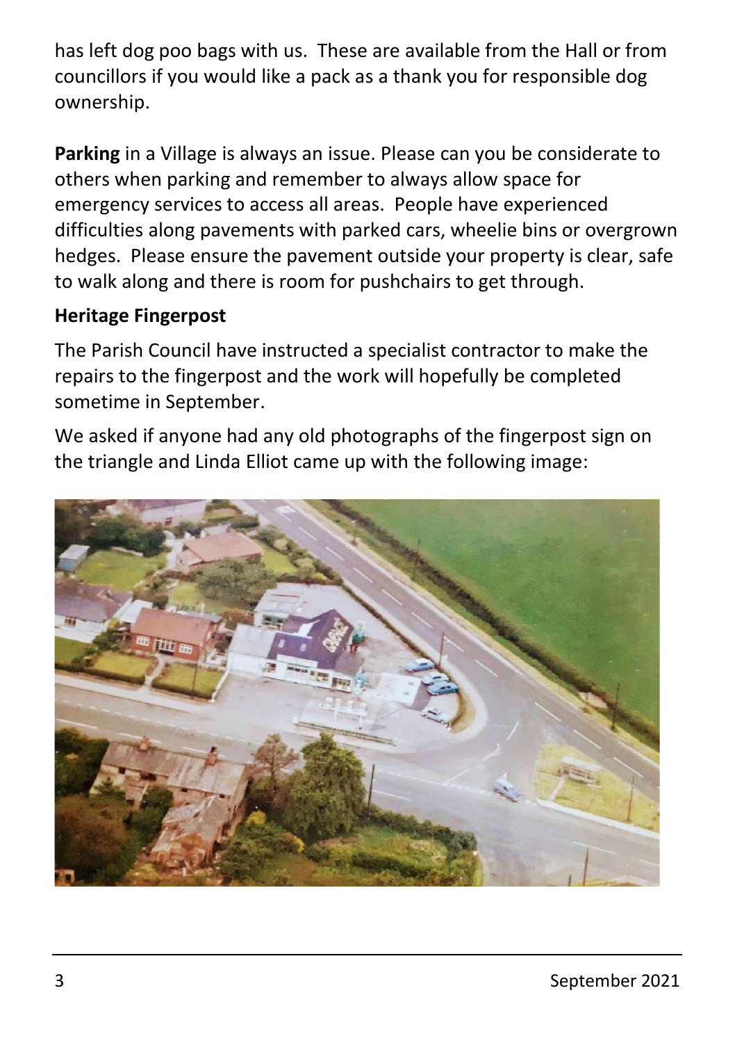has left dog poo bags with us. These are available from the Hall or from councillors if you would like a pack as a thank you for responsible dog ownership.

**Parking** in a Village is always an issue. Please can you be considerate to others when parking and remember to always allow space for emergency services to access all areas. People have experienced difficulties along pavements with parked cars, wheelie bins or overgrown hedges. Please ensure the pavement outside your property is clear, safe to walk along and there is room for pushchairs to get through.

**Heritage Fingerpost**

The Parish Council have instructed a specialist contractor to make the repairs to the fingerpost and the work will hopefully be completed sometime in September.

We asked if anyone had any old photographs of the fingerpost sign on the triangle and Linda Elliot came up with the following image: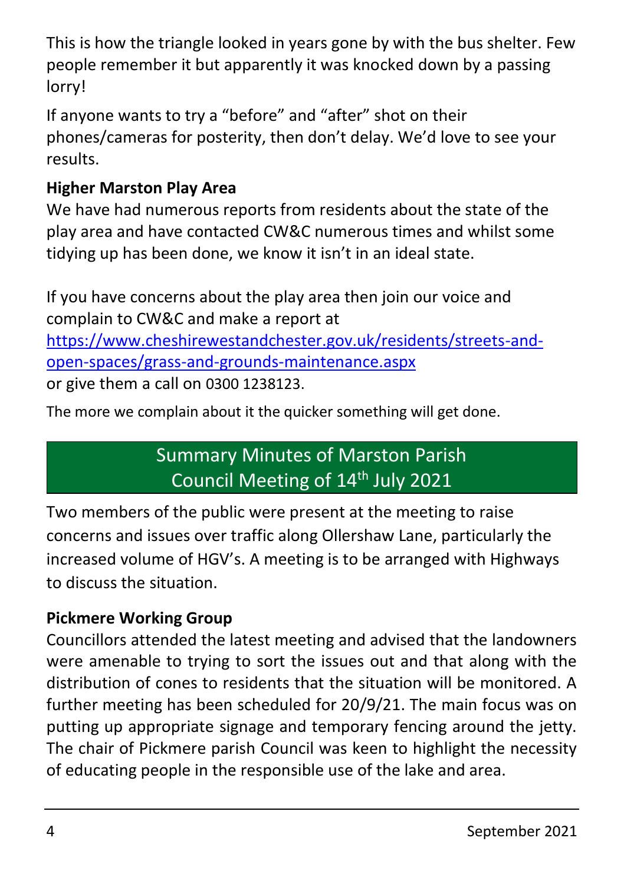This is how the triangle looked in years gone by with the bus shelter. Few people remember it but apparently it was knocked down by a passing lorry!

If anyone wants to try a "before" and "after" shot on their phones/cameras for posterity, then don't delay. We'd love to see your results.

**Higher Marston Play Area**

We have had numerous reports from residents about the state of the play area and have contacted CW&C numerous times and whilst some tidying up has been done, we know it isn't in an ideal state.

If you have concerns about the play area then join our voice and complain to CW&C and make a report at [https://www.cheshirewestandchester.gov.uk/residents/streets-and-open-spaces/grass-and-grounds-maintenance.aspx](https://www.cheshirewestandchester.gov.uk/residents/streets-and-open-spaces/grass-and-grounds-maintenance.aspx) or give them a call on 0300 1238123.

The more we complain about it the quicker something will get done.

## Summary Minutes of Marston Parish Council Meeting of 14th July 2021

Two members of the public were present at the meeting to raise concerns and issues over traffic along Ollershaw Lane, particularly the increased volume of HGV's. A meeting is to be arranged with Highways to discuss the situation.

**Pickmere Working Group**

Councillors attended the latest meeting and advised that the landowners were amenable to trying to sort the issues out and that along with the distribution of cones to residents that the situation will be monitored. A further meeting has been scheduled for 20/9/21. The main focus was on putting up appropriate signage and temporary fencing around the jetty. The chair of Pickmere parish Council was keen to highlight the necessity of educating people in the responsible use of the lake and area.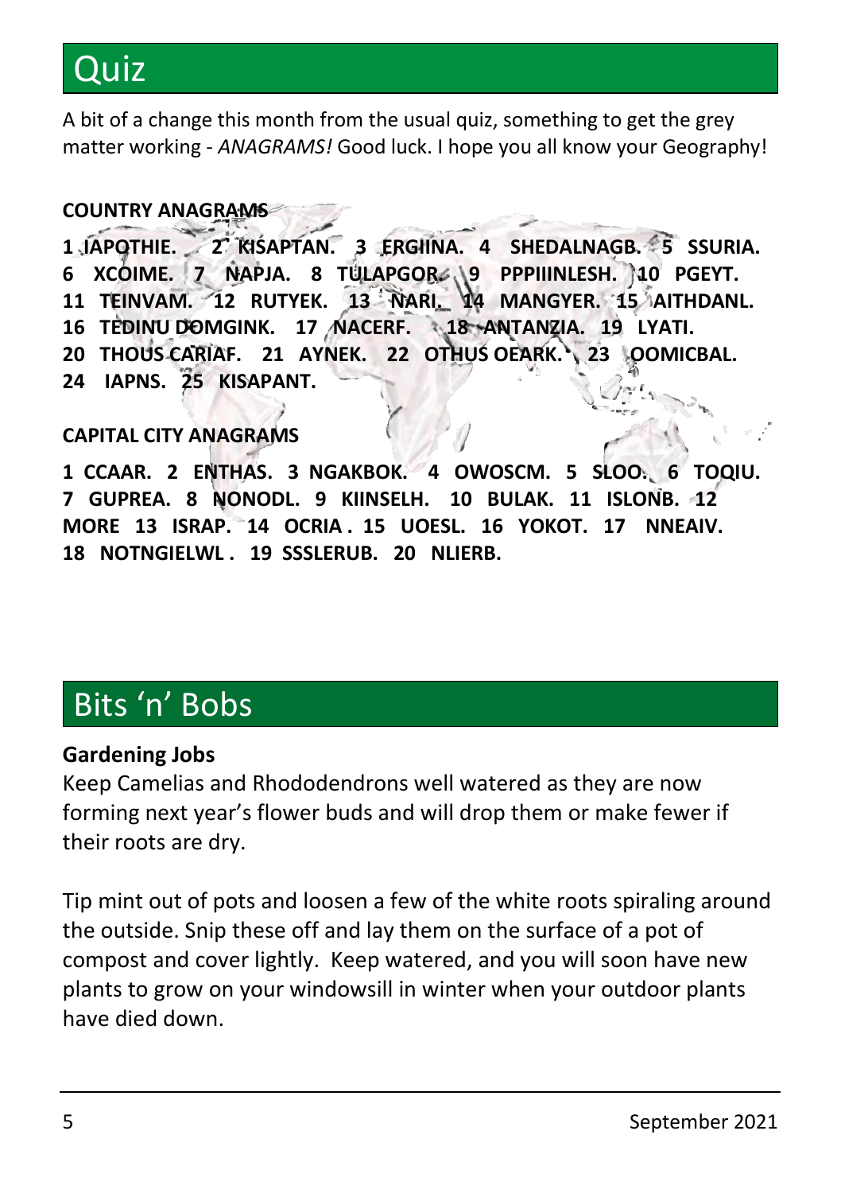# Quiz

A bit of a change this month from the usual quiz, something to get the grey matter working - *ANAGRAMS!* Good luck. I hope you all know your Geography!

**COUNTRY ANAGRAMS**

**1 IAPOTHIE. 2 KISAPTAN. 3 ERGIINA. 4 SHEDALNAGB. 5 SSURIA. 6 XCOIME. 7 NAPJA. 8 TULAPGOR. 9 PPPIIINLESH. 10 PGEYT. 11 TEINVAM. 12 RUTYEK. 13 NARI. 14 MANGYER. 15 AITHDANL. 16 TEDINU DOMGINK. 17 NACERF. 18 ANTANZIA. 19 LYATI. 20 THOUS CARIAF. 21 AYNEK. 22 OTHUS OEARK. 23 OOMICBAL. 24 IAPNS. 25 KISAPANT.**

**CAPITAL CITY ANAGRAMS**

**1 CCAAR. 2 ENTHAS. 3 NGAKBOK. 4 OWOSCM. 5 SLOO. 6 TOQIU. 7 GUPREA. 8 NONODL. 9 KIINSELH. 10 BULAK. 11 ISLONB. 12 MORE 13 ISRAP. 14 OCRIA . 15 UOESL. 16 YOKOT. 17 NNEAIV. 18 NOTNGIELWL . 19 SSSLERUB. 20 NLIERB.**

# Bits 'n' Bobs

**Gardening Jobs**

Keep Camelias and Rhododendrons well watered as they are now forming next year's flower buds and will drop them or make fewer if their roots are dry.

Tip mint out of pots and loosen a few of the white roots spiraling around the outside. Snip these off and lay them on the surface of a pot of compost and cover lightly. Keep watered, and you will soon have new plants to grow on your windowsill in winter when your outdoor plants have died down.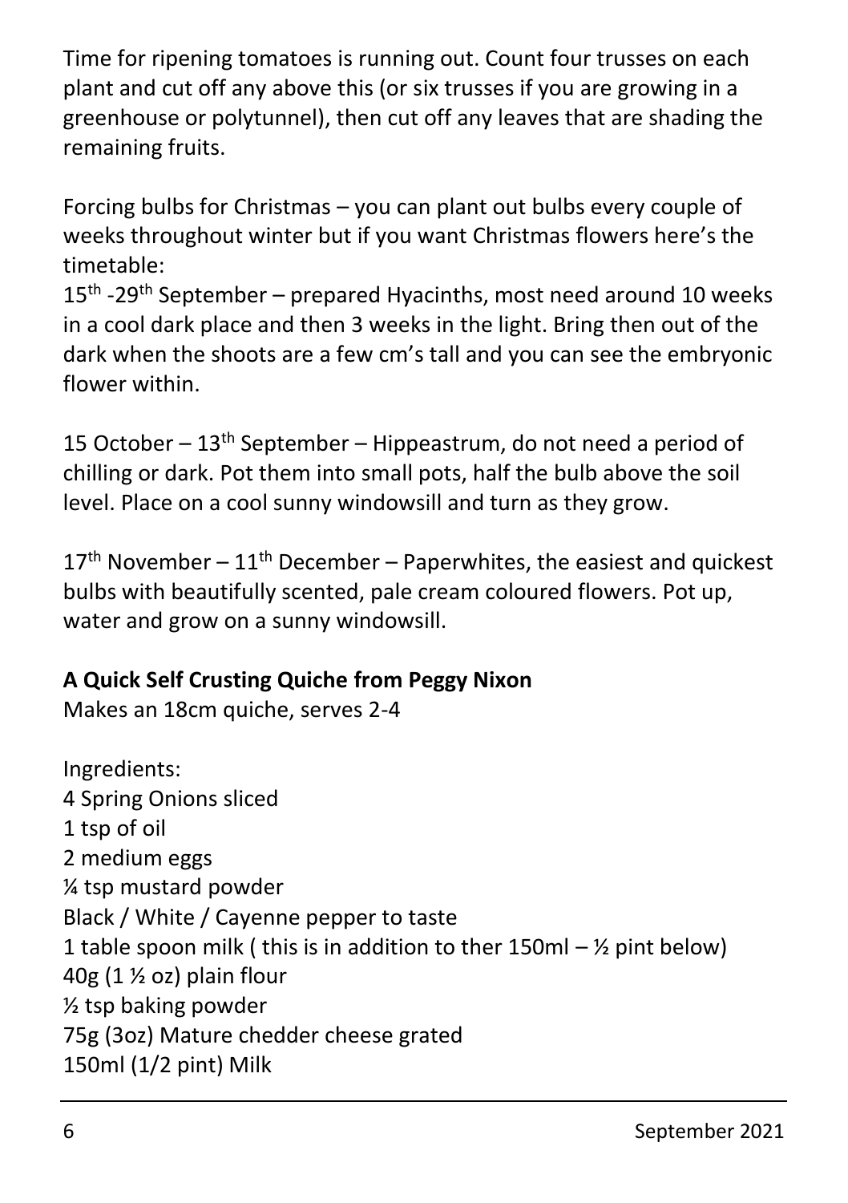Time for ripening tomatoes is running out. Count four trusses on each plant and cut off any above this (or six trusses if you are growing in a greenhouse or polytunnel), then cut off any leaves that are shading the remaining fruits.

Forcing bulbs for Christmas – you can plant out bulbs every couple of weeks throughout winter but if you want Christmas flowers here's the timetable:
15th -29th September – prepared Hyacinths, most need around 10 weeks in a cool dark place and then 3 weeks in the light. Bring then out of the dark when the shoots are a few cm's tall and you can see the embryonic flower within.

15 October – 13th September – Hippeastrum, do not need a period of chilling or dark. Pot them into small pots, half the bulb above the soil level. Place on a cool sunny windowsill and turn as they grow.

17th November – 11th December – Paperwhites, the easiest and quickest bulbs with beautifully scented, pale cream coloured flowers. Pot up, water and grow on a sunny windowsill.

**A Quick Self Crusting Quiche from Peggy Nixon**
Makes an 18cm quiche, serves 2-4

Ingredients:
4 Spring Onions sliced
1 tsp of oil
2 medium eggs
¼ tsp mustard powder
Black / White / Cayenne pepper to taste
1 table spoon milk ( this is in addition to ther 150ml – ½ pint below)
40g (1 ½ oz) plain flour
½ tsp baking powder
75g (3oz) Mature chedder cheese grated
150ml (1/2 pint) Milk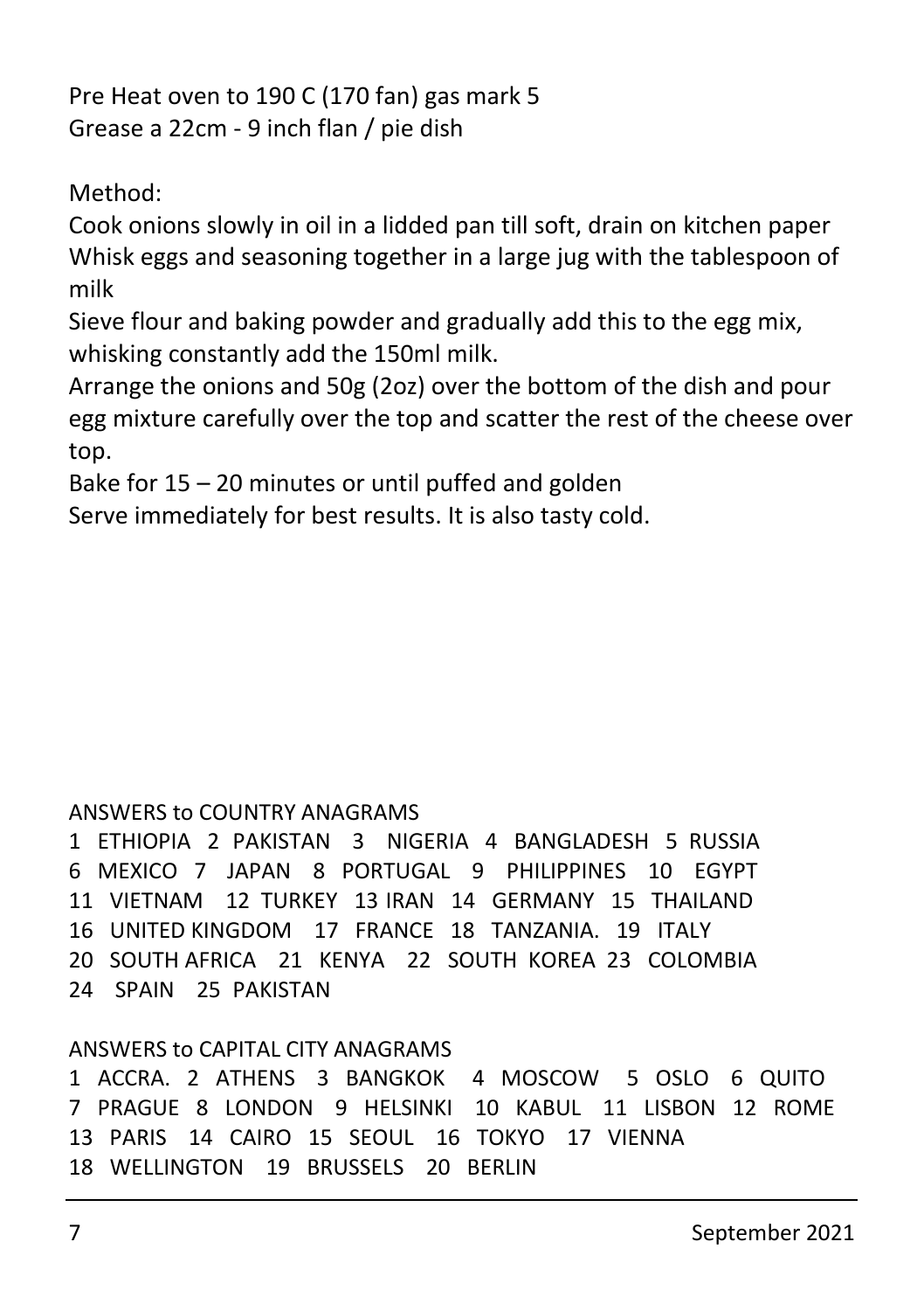Pre Heat oven to 190 C (170 fan) gas mark 5
Grease a 22cm - 9 inch flan / pie dish

Method:

Cook onions slowly in oil in a lidded pan till soft, drain on kitchen paper
Whisk eggs and seasoning together in a large jug with the tablespoon of milk
Sieve flour and baking powder and gradually add this to the egg mix, whisking constantly add the 150ml milk.
Arrange the onions and 50g (2oz) over the bottom of the dish and pour egg mixture carefully over the top and scatter the rest of the cheese over top.
Bake for 15 – 20 minutes or until puffed and golden
Serve immediately for best results. It is also tasty cold.

ANSWERS to COUNTRY ANAGRAMS

1 ETHIOPIA 2 PAKISTAN 3 NIGERIA 4 BANGLADESH 5 RUSSIA
6 MEXICO 7 JAPAN 8 PORTUGAL 9 PHILIPPINES 10 EGYPT
11 VIETNAM 12 TURKEY 13 IRAN 14 GERMANY 15 THAILAND
16 UNITED KINGDOM 17 FRANCE 18 TANZANIA. 19 ITALY
20 SOUTH AFRICA 21 KENYA 22 SOUTH KOREA 23 COLOMBIA
24 SPAIN 25 PAKISTAN

ANSWERS to CAPITAL CITY ANAGRAMS

1 ACCRA. 2 ATHENS 3 BANGKOK 4 MOSCOW 5 OSLO 6 QUITO
7 PRAGUE 8 LONDON 9 HELSINKI 10 KABUL 11 LISBON 12 ROME
13 PARIS 14 CAIRO 15 SEOUL 16 TOKYO 17 VIENNA
18 WELLINGTON 19 BRUSSELS 20 BERLIN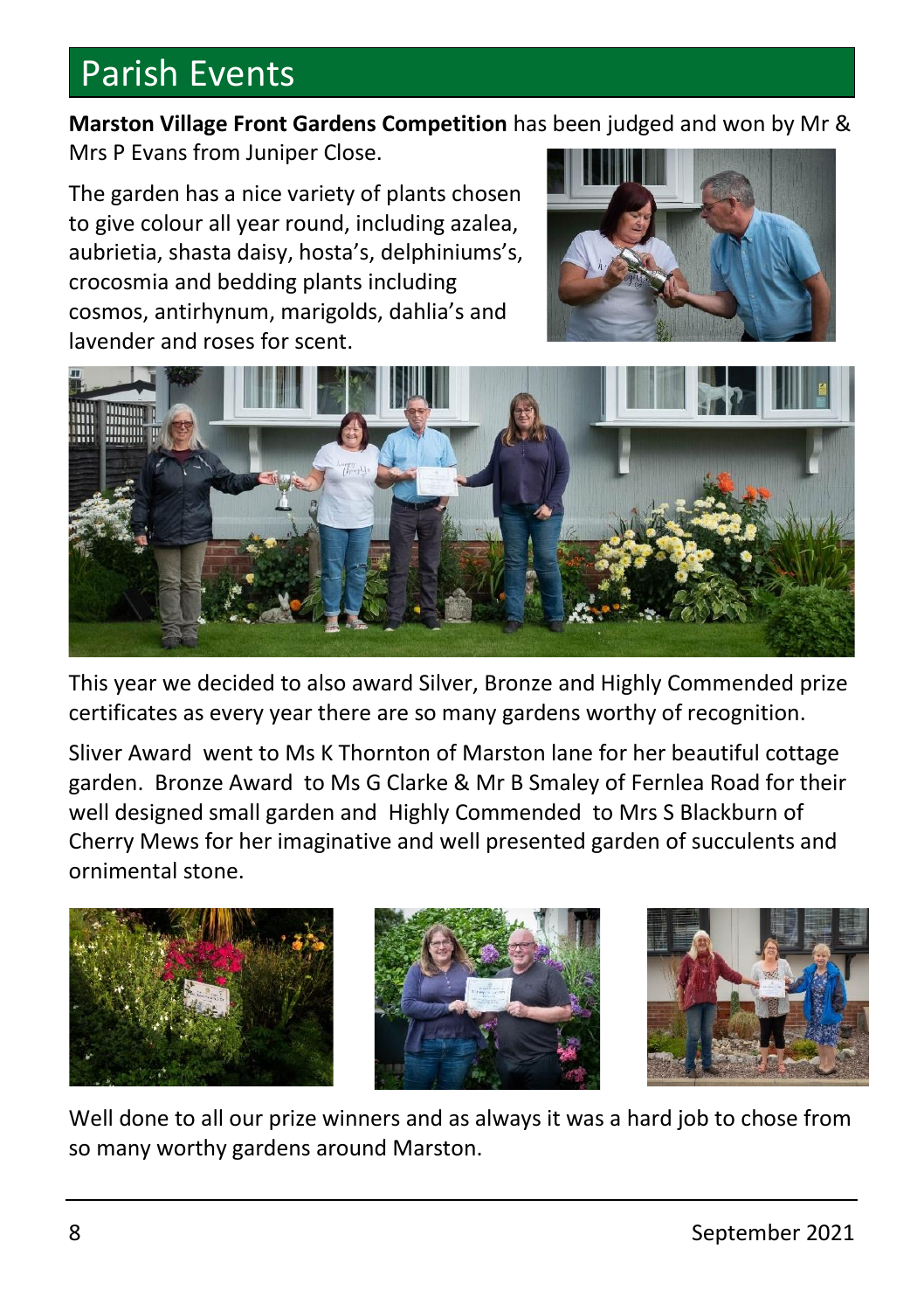# Parish Events

**Marston Village Front Gardens Competition** has been judged and won by Mr & Mrs P Evans from Juniper Close.

The garden has a nice variety of plants chosen to give colour all year round, including azalea, aubrietia, shasta daisy, hosta's, delphiniums's, crocosmia and bedding plants including cosmos, antirhynum, marigolds, dahlia's and lavender and roses for scent.

This year we decided to also award Silver, Bronze and Highly Commended prize certificates as every year there are so many gardens worthy of recognition.

Sliver Award went to Ms K Thornton of Marston lane for her beautiful cottage garden. Bronze Award to Ms G Clarke & Mr B Smaley of Fernlea Road for their well designed small garden and Highly Commended to Mrs S Blackburn of Cherry Mews for her imaginative and well presented garden of succulents and ornimental stone.

Well done to all our prize winners and as always it was a hard job to chose from so many worthy gardens around Marston.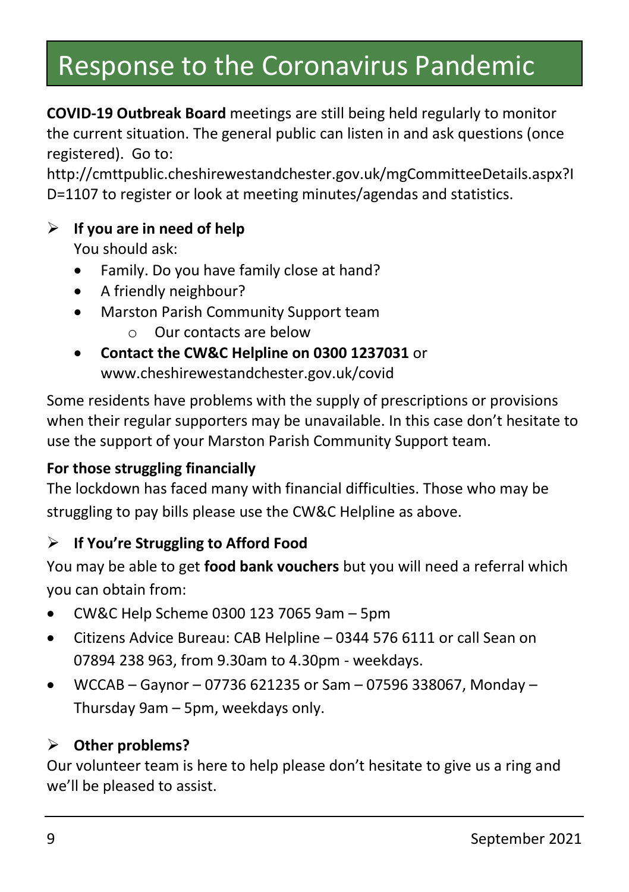# Response to the Coronavirus Pandemic

**COVID-19 Outbreak Board** meetings are still being held regularly to monitor the current situation. The general public can listen in and ask questions (once registered). Go to: http://cmttpublic.cheshirewestandchester.gov.uk/mgCommitteeDetails.aspx?ID=1107 to register or look at meeting minutes/agendas and statistics.

- **If you are in need of help**

  You should ask:
  - Family. Do you have family close at hand?
  - A friendly neighbour?
  - Marston Parish Community Support team
    - Our contacts are below
  - **Contact the CW&C Helpline on 0300 1237031** or www.cheshirewestandchester.gov.uk/covid

Some residents have problems with the supply of prescriptions or provisions when their regular supporters may be unavailable. In this case don't hesitate to use the support of your Marston Parish Community Support team.

**For those struggling financially**

The lockdown has faced many with financial difficulties. Those who may be struggling to pay bills please use the CW&C Helpline as above.

- **If You're Struggling to Afford Food**

You may be able to get **food bank vouchers** but you will need a referral which you can obtain from:

- CW&C Help Scheme 0300 123 7065 9am – 5pm
- Citizens Advice Bureau: CAB Helpline – 0344 576 6111 or call Sean on 07894 238 963, from 9.30am to 4.30pm - weekdays.
- WCCAB – Gaynor – 07736 621235 or Sam – 07596 338067, Monday – Thursday 9am – 5pm, weekdays only.

- **Other problems?**

Our volunteer team is here to help please don't hesitate to give us a ring and we'll be pleased to assist.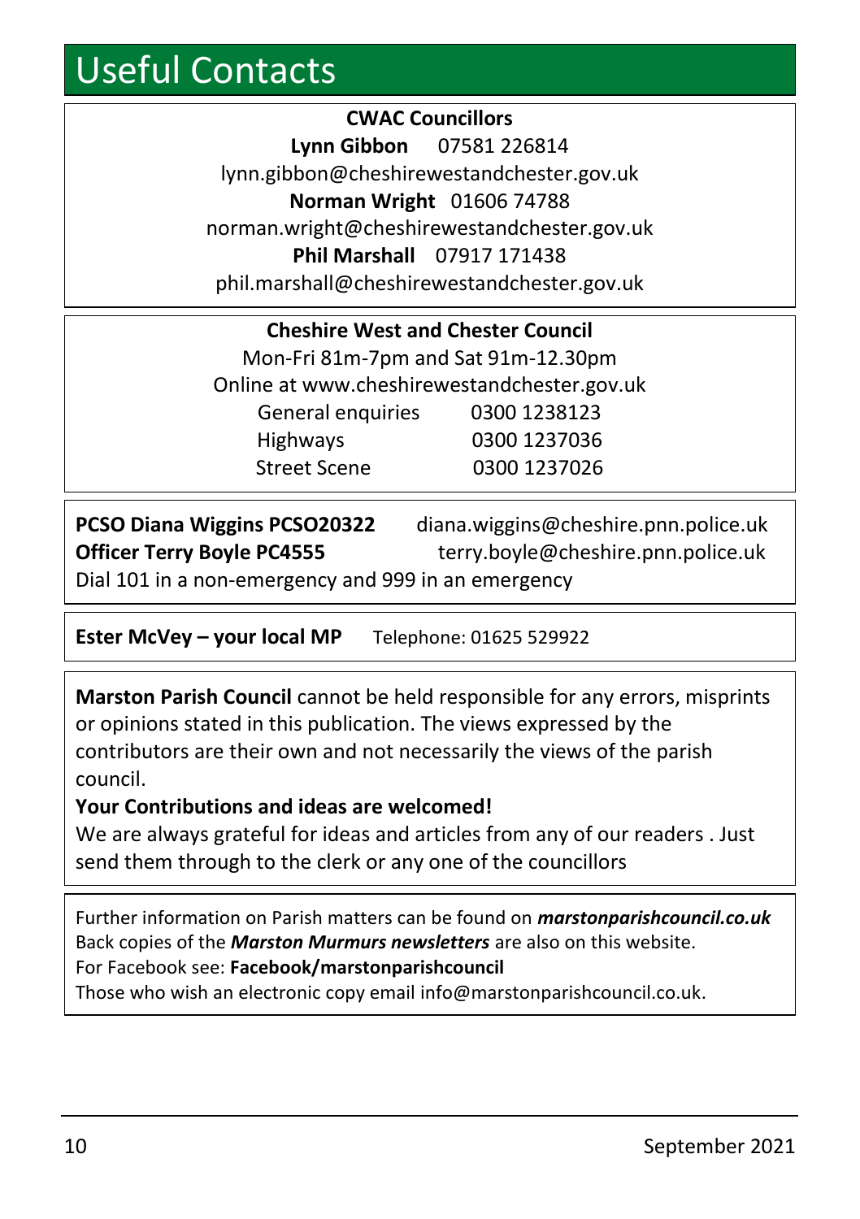# Useful Contacts

**CWAC Councillors**

**Lynn Gibbon** 07581 226814
lynn.gibbon@cheshirewestandchester.gov.uk

**Norman Wright** 01606 74788
norman.wright@cheshirewestandchester.gov.uk

**Phil Marshall** 07917 171438
phil.marshall@cheshirewestandchester.gov.uk

**Cheshire West and Chester Council**

Mon-Fri 81m-7pm and Sat 91m-12.30pm
Online at www.cheshirewestandchester.gov.uk

| | |
|---|---|
| General enquiries | 0300 1238123 |
| Highways | 0300 1237036 |
| Street Scene | 0300 1237026 |

**PCSO Diana Wiggins PCSO20322** diana.wiggins@cheshire.pnn.police.uk
**Officer Terry Boyle PC4555** terry.boyle@cheshire.pnn.police.uk
Dial 101 in a non-emergency and 999 in an emergency

**Ester McVey – your local MP** Telephone: 01625 529922

**Marston Parish Council** cannot be held responsible for any errors, misprints or opinions stated in this publication. The views expressed by the contributors are their own and not necessarily the views of the parish council.

**Your Contributions and ideas are welcomed!**

We are always grateful for ideas and articles from any of our readers . Just send them through to the clerk or any one of the councillors

Further information on Parish matters can be found on ***marstonparishcouncil.co.uk***
Back copies of the ***Marston Murmurs newsletters*** are also on this website.
For Facebook see: **Facebook/marstonparishcouncil**
Those who wish an electronic copy email info@marstonparishcouncil.co.uk.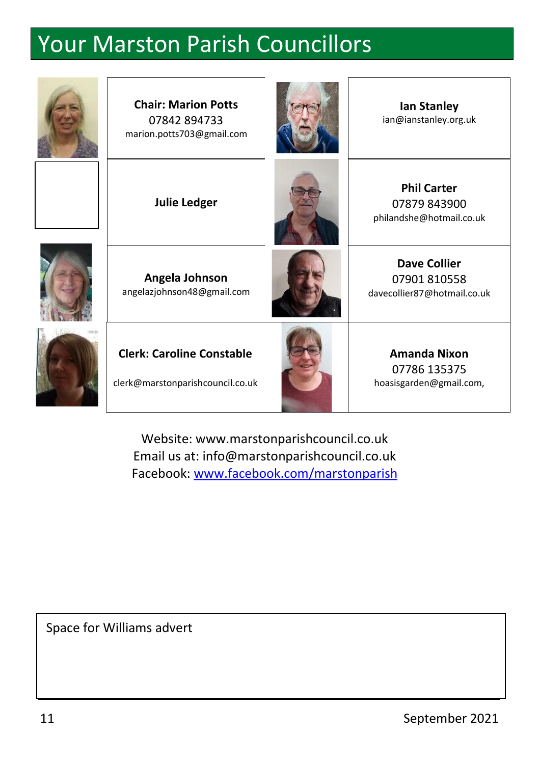# Your Marston Parish Councillors

| | |
|---|---|
| **Chair: Marion Potts**<br>07842 894733<br>marion.potts703@gmail.com | **Ian Stanley**<br>ian@ianstanley.org.uk |
| **Julie Ledger** | **Phil Carter**<br>07879 843900<br>philandshe@hotmail.co.uk |
| **Angela Johnson**<br>angelazjohnson48@gmail.com | **Dave Collier**<br>07901 810558<br>davecollier87@hotmail.co.uk |
| **Clerk: Caroline Constable**<br>clerk@marstonparishcouncil.co.uk | **Amanda Nixon**<br>07786 135375<br>hoasisgarden@gmail.com, |

Website: www.marstonparishcouncil.co.uk
Email us at: info@marstonparishcouncil.co.uk
Facebook: www.facebook.com/marstonparish

Space for Williams advert

September 2021